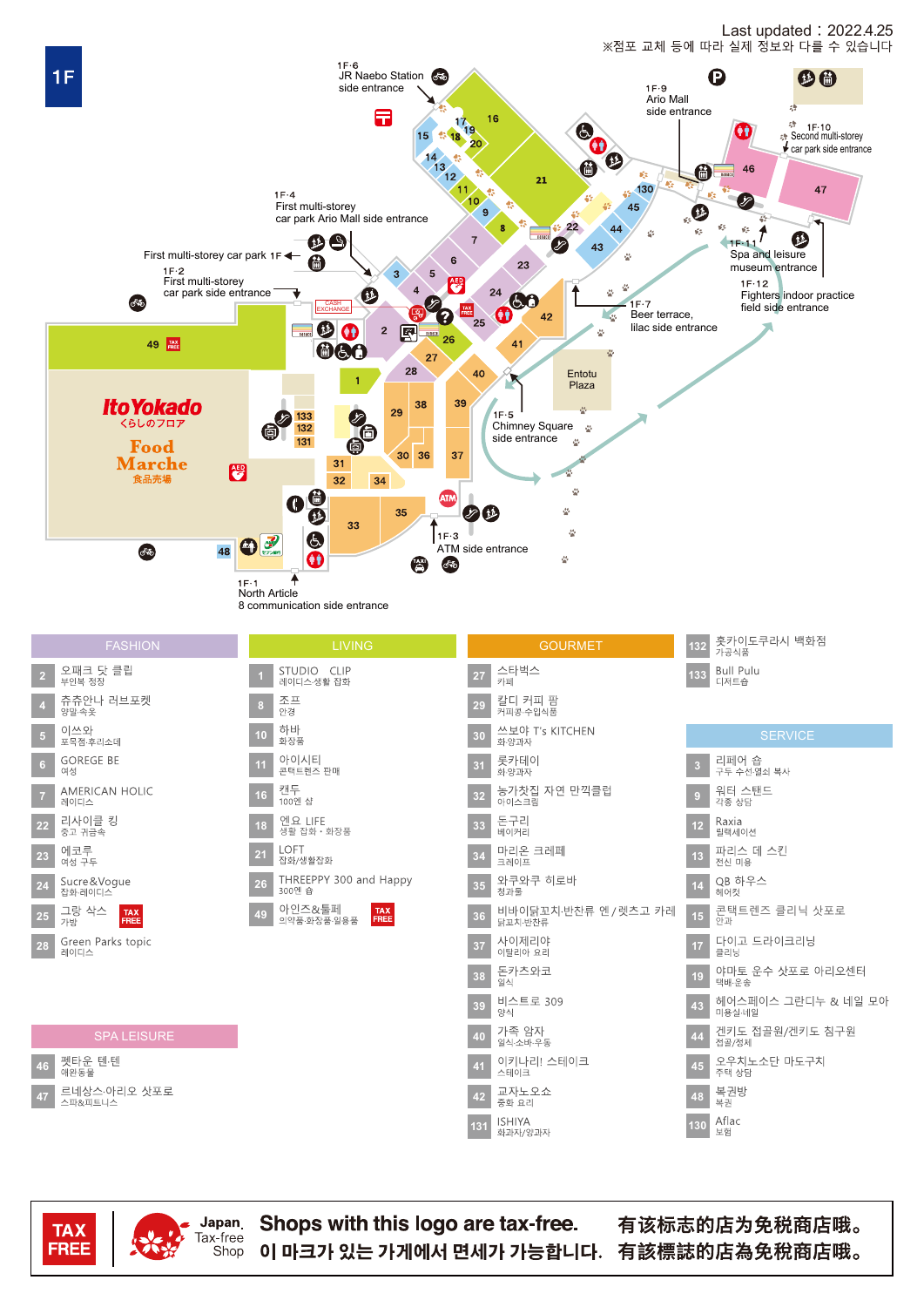Last updated：2022.4.25
※점포 교체 등에 따라 실제 정보와 다를 수 있습니다

# 1F

1F·6 JR Naebo Station side entrance

1F·9 Ario Mall side entrance

1F·10 Second multi-storey car park side entrance

1F·4 First multi-storey car park Ario Mall side entrance

First multi-storey car park 1F

1F·2 First multi-storey car park side entrance

1F·11 Spa and leisure museum entrance

1F·12 Fighters indoor practice field side entrance

1F·7 Beer terrace, lilac side entrance

Entotu Plaza

1F·5 Chimney Square side entrance

1F·3 ATM side entrance

1F·1 North Article 8 communication side entrance

ItoYokado くらしのフロア Food Marche 食品売場

CASH EXCHANGE

## FASHION

| | |
|---|---|
| 2 | 오패크 닷 클립 부인복 정장 |
| 4 | 츄츄안나 러브포켓 양말·속옷 |
| 5 | 이쓰와 포목점·후리소데 |
| 6 | GOREGE BE 여성 |
| 7 | AMERICAN HOLIC 레이디스 |
| 22 | 리사이클 킹 중고 귀금속 |
| 23 | 에코루 여성 구두 |
| 24 | Sucre&Vogue 잡화·레이디스 |
| 25 | 그랑 삭스 가방 TAX FREE |
| 28 | Green Parks topic 레이디스 |

## LIVING

| | |
|---|---|
| 1 | STUDIO CLIP 레이디스·생활 잡화 |
| 8 | 조프 안경 |
| 10 | 하바 화장품 |
| 11 | 아이시티 콘택트렌즈 판매 |
| 16 | 캔두 100엔 샵 |
| 18 | 엔요 LIFE 생활 잡화·화장품 |
| 21 | LOFT 잡화/생활잡화 |
| 26 | THREEPPY 300 and Happy 300엔 숍 |
| 49 | 아인즈&톨페 의약품·화장품·일용품 TAX FREE |

## GOURMET

| | |
|---|---|
| 27 | 스타벅스 카페 |
| 29 | 칼디 커피 팜 커피콩·수입식품 |
| 30 | 쓰보야 T's KITCHEN 화양과자 |
| 31 | 롯카테이 화양과자 |
| 32 | 농가찻집 자연 만끽클럽 아이스크림 |
| 33 | 돈구리 베이커리 |
| 34 | 마리온 크레페 크레이프 |
| 35 | 와쿠와쿠 히로바 청과물 |
| 36 | 비바이닭꼬치·반찬류 엔 / 렛츠고 카레 닭꼬치·반찬류 |
| 37 | 사이제리야 이탈리아 요리 |
| 38 | 돈카츠와코 일식 |
| 39 | 비스트로 309 양식 |
| 40 | 가족 앙자 일식·소바·우동 |
| 41 | 이키나리! 스테이크 스테이크 |
| 42 | 교자노오쇼 중화 요리 |
| 131 | ISHIYA 화과자/양과자 |

| | |
|---|---|
| 132 | 홋카이도쿠라시 백화점 가공식품 |
| 133 | Bull Pulu 디저트숍 |

## SERVICE

| | |
|---|---|
| 3 | 리페어 숍 구두 수선·열쇠 복사 |
| 9 | 워터 스탠드 각종 상담 |
| 12 | Raxia 릴렉세이션 |
| 13 | 파리스 데 스킨 전신 미용 |
| 14 | QB 하우스 헤어컷 |
| 15 | 콘택트렌즈 클리닉 삿포로 안과 |
| 17 | 다이고 드라이클리닝 클리닝 |
| 19 | 야마토 운수 삿포로 아리오센터 택배·운송 |
| 43 | 헤어스페이스 그란디누 & 네일 모아 미용실·네일 |
| 44 | 겐키도 접골원/겐키도 침구원 접골/정체 |
| 45 | 오우치노소단 마도구치 주택 상담 |
| 48 | 복권방 복권 |
| 130 | Aflac 보험 |

## SPA LEISURE

| | |
|---|---|
| 46 | 펫타운 텐·텐 애완동물 |
| 47 | 르네상스·아리오 삿포로 스파&피트니스 |

TAX FREE | Japan. Tax-free Shop

Shops with this logo are tax-free.
이 마크가 있는 가게에서 면세가 가능합니다.
有该标志的店为免税商店哦。
有該標誌的店為免稅商店哦。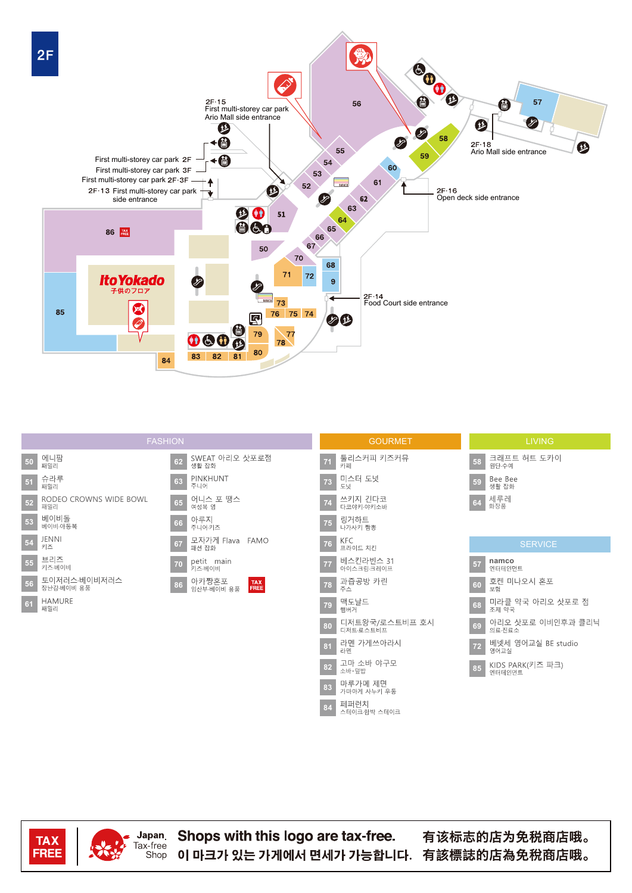# 2F

2F·15 First multi-storey car park Ario Mall side entrance

First multi-storey car park 2F

First multi-storey car park 3F

First multi-storey car park 2F·3F

2F·13 First multi-storey car park side entrance

2F·18 Ario Mall side entrance

2F·16 Open deck side entrance

2F·14 Food Court side entrance

Ito Yokado 子供のフロア

## FASHION

| No. | Shop | Category |
|---|---|---|
| 50 | 에니팜 | 퍼밀리 |
| 51 | 슈라루 | 퍼밀리 |
| 52 | RODEO CROWNS WIDE BOWL | 패밀리 |
| 53 | 베이비돌 | 베이비·아동복 |
| 54 | JENNI | 키즈 |
| 55 | 브리즈 | 키즈·베이비 |
| 56 | 토이저러스·베이비저러스 | 장난감·베이비 용품 |
| 61 | HAMURE | 패밀리 |
| 62 | SWEAT 아리오 삿포로점 | 생활 잡화 |
| 63 | PINKHUNT | 주니어 |
| 65 | 어니스 포 땡스 | 여성복 영 |
| 66 | 아루지 | 주니어·키즈 |
| 67 | 모자가게 Flava FAMO | 패션 잡화 |
| 70 | petit main | 키즈·베이비 |
| 86 | 아카짱혼포 (TAX FREE) | 임산부·베이비 용품 |

## GOURMET

| No. | Shop | Category |
|---|---|---|
| 71 | 툴리스커피 키즈커뮤 | 카페 |
| 73 | 미스터 도넛 | 도넛 |
| 74 | 쓰키지 긴다코 | 다코야키·야키소바 |
| 75 | 링거하트 | 나가사키 짬뽕 |
| 76 | KFC | 프라이드 치킨 |
| 77 | 베스킨라빈스 31 | 아이스크림·크레이프 |
| 78 | 과즙공방 카린 | 주스 |
| 79 | 맥도날드 | 햄버거 |
| 80 | 디저트왕국/로스트비프 호시 | 디저트·로스트비프 |
| 81 | 라멘 가게쓰아라시 | 라멘 |
| 82 | 고마 소바 야구모 | 소바·덮밥 |
| 83 | 마루가메 제면 | 가마아게 사누키 우동 |
| 84 | 페퍼런치 | 스테이크함박 스테이크 |

## LIVING

| No. | Shop | Category |
|---|---|---|
| 58 | 크래프트 허트 도카이 | 원단·수예 |
| 59 | Bee Bee | 생활 잡화 |
| 64 | 세루레 | 화장품 |

## SERVICE

| No. | Shop | Category |
|---|---|---|
| 57 | namco | 엔터테인먼트 |
| 60 | 호켄 미나오시 혼포 | 보험 |
| 68 | 미라클 약국 아리오 삿포로 점 | 조제 약국 |
| 69 | 아리오 삿포로 이비인후과 클리닉 | 의료·진료소 |
| 72 | 베넷세 영어교실 BE studio | 영어교실 |
| 85 | KIDS PARK(키즈 파크) | 엔터테인먼트 |

TAX FREE | Japan. Tax-free Shop

**Shops with this logo are tax-free.**
**이 마크가 있는 가게에서 면세가 가능합니다.**
**有该标志的店为免税商店哦。**
**有該標誌的店為免稅商店哦。**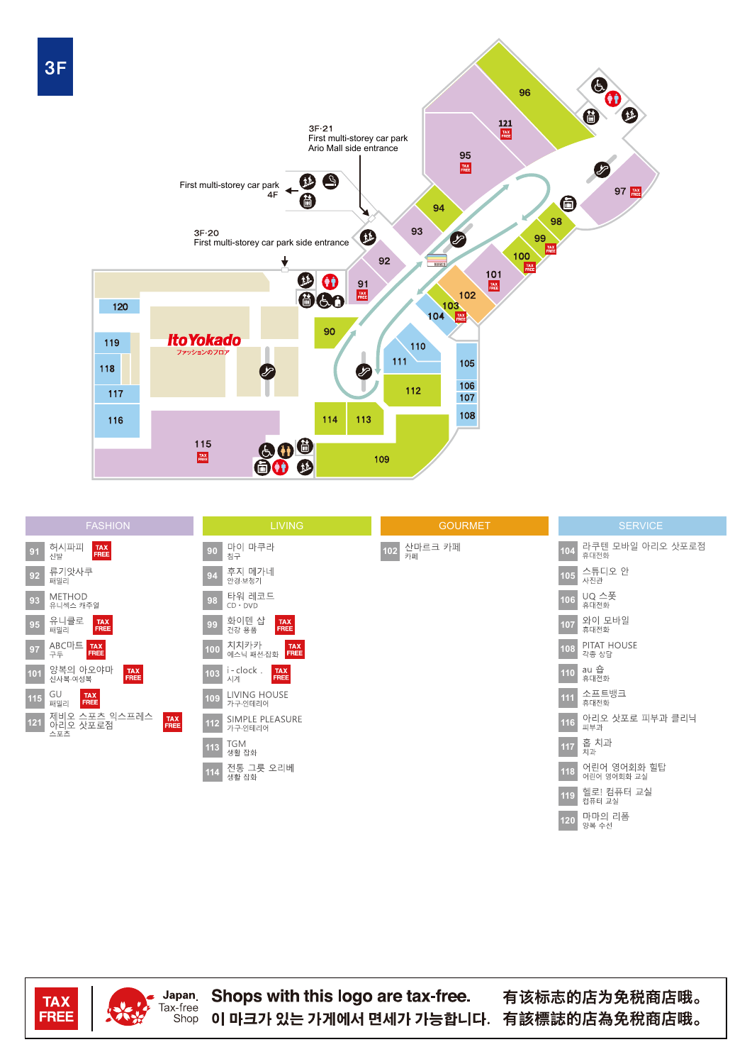# 3F

3F·21
First multi-storey car park
Ario Mall side entrance

First multi-storey car park 4F

3F·20
First multi-storey car park side entrance

ItoYokado
ファッションのフロア

| FASHION | | LIVING | | GOURMET | | SERVICE | |
|---|---|---|---|---|---|---|---|
| 91 | 허시파피 신발 TAX FREE | 90 | 마이 마쿠라 침구 | 102 | 산마르크 카페 카페 | 104 | 라쿠텐 모바일 아리오 삿포로점 휴대전화 |
| 92 | 류키앗사쿠 패밀리 | 94 | 후지 메가네 안경·보청기 | | | 105 | 스튜디오 안 사진관 |
| 93 | METHOD 유니섹스 캐주얼 | 98 | 타워 레코드 CD・DVD | | | 106 | UQ 스폿 휴대전화 |
| 95 | 유니클로 패밀리 TAX FREE | 99 | 화이텐 샵 건강 용품 TAX FREE | | | 107 | 와이 모바일 휴대전화 |
| 97 | ABC마트 구두 TAX FREE | 100 | 치치카카 에스닉 패션·잡화 TAX FREE | | | 108 | PITAT HOUSE 각종 상담 |
| 101 | 양복의 아오야마 신사복·여성복 TAX FREE | 103 | i-clock 시계 TAX FREE | | | 110 | au 숍 휴대전화 |
| 115 | GU 패밀리 TAX FREE | 109 | LIVING HOUSE 가구·인테리어 | | | 111 | 소프트뱅크 휴대전화 |
| 121 | 제비오 스포츠 익스프레스 아리오 삿포로점 스포츠 TAX FREE | 112 | SIMPLE PLEASURE 가구·인테리어 | | | 116 | 아리오 삿포로 피부과 클리닉 피부과 |
| | | 113 | TGM 생활 잡화 | | | 117 | 홈 치과 치과 |
| | | 114 | 전통 그릇 오리베 생활 잡화 | | | 118 | 어린이 영어회화 힐탑 어린이 영어회화 교실 |
| | | | | | | 119 | 헬로! 컴퓨터 교실 컴퓨터 교실 |
| | | | | | | 120 | 마마의 리폼 양복 수선 |

TAX FREE | Japan. Tax-free Shop

Shops with this logo are tax-free.
이 마크가 있는 가게에서 면세가 가능합니다.
有该标志的店为免税商店哦。
有該標誌的店為免稅商店哦。